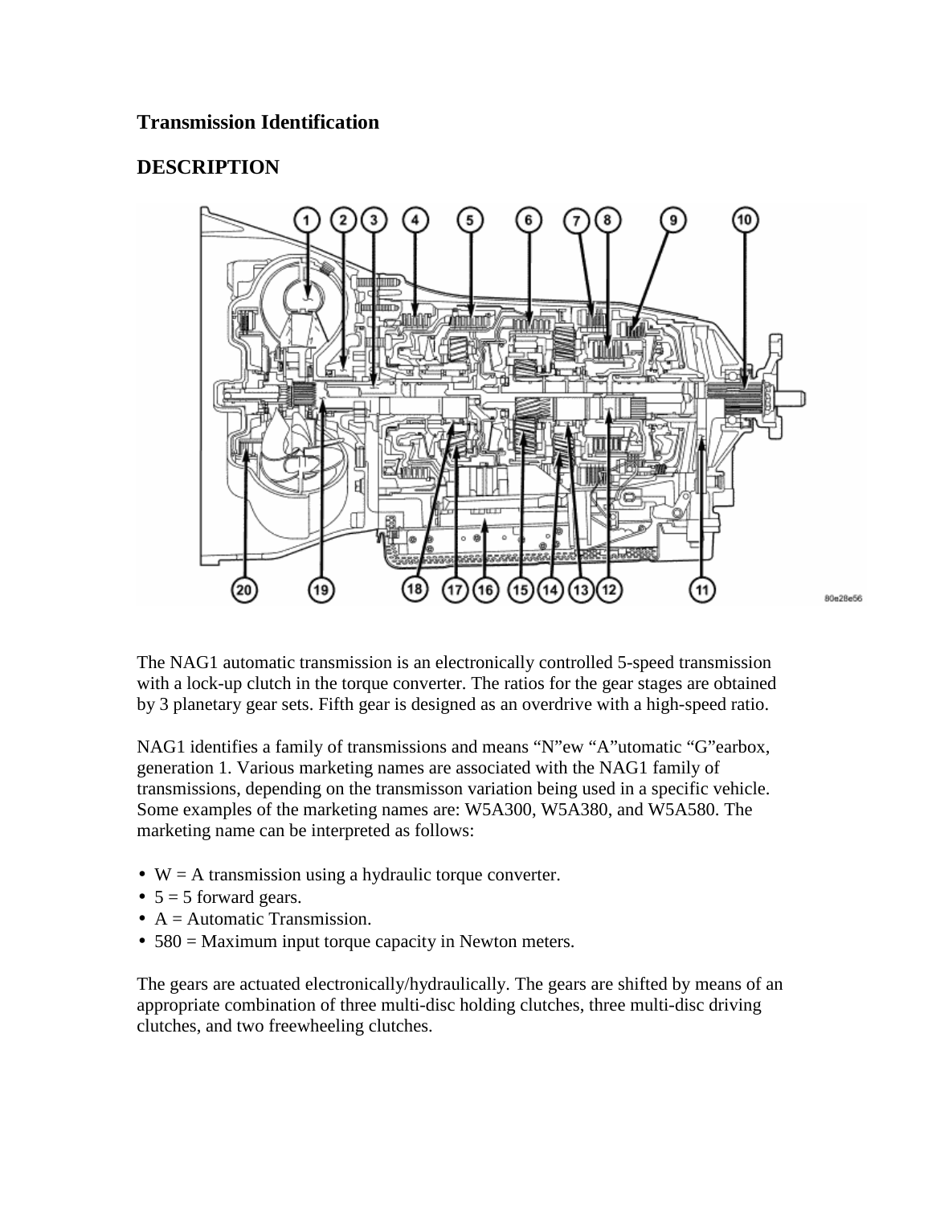# Transmission Identification

## DESCRIPTION

The NAG1 automatic transmission is an electronically controlled 5-speed transmission with a lock-up clutch in the torque converter. The ratios for the gear stages are obtained by 3 planetary gear sets. Fifth gear is designed as an overdrive with a high-speed ratio.

NAG1 identifies a family of transmissions and means "N"ew "A"utomatic "G"earbox, generation 1. Various marketing names are associated with the NAG1 family of transmissions, depending on the transmisson variation being used in a specific vehicle. Some examples of the marketing names are: W5A300, W5A380, and W5A580. The marketing name can be interpreted as follows:

- W = A transmission using a hydraulic torque converter.
- 5 = 5 forward gears.
- A = Automatic Transmission.
- 580 = Maximum input torque capacity in Newton meters.

The gears are actuated electronically/hydraulically. The gears are shifted by means of an appropriate combination of three multi-disc holding clutches, three multi-disc driving clutches, and two freewheeling clutches.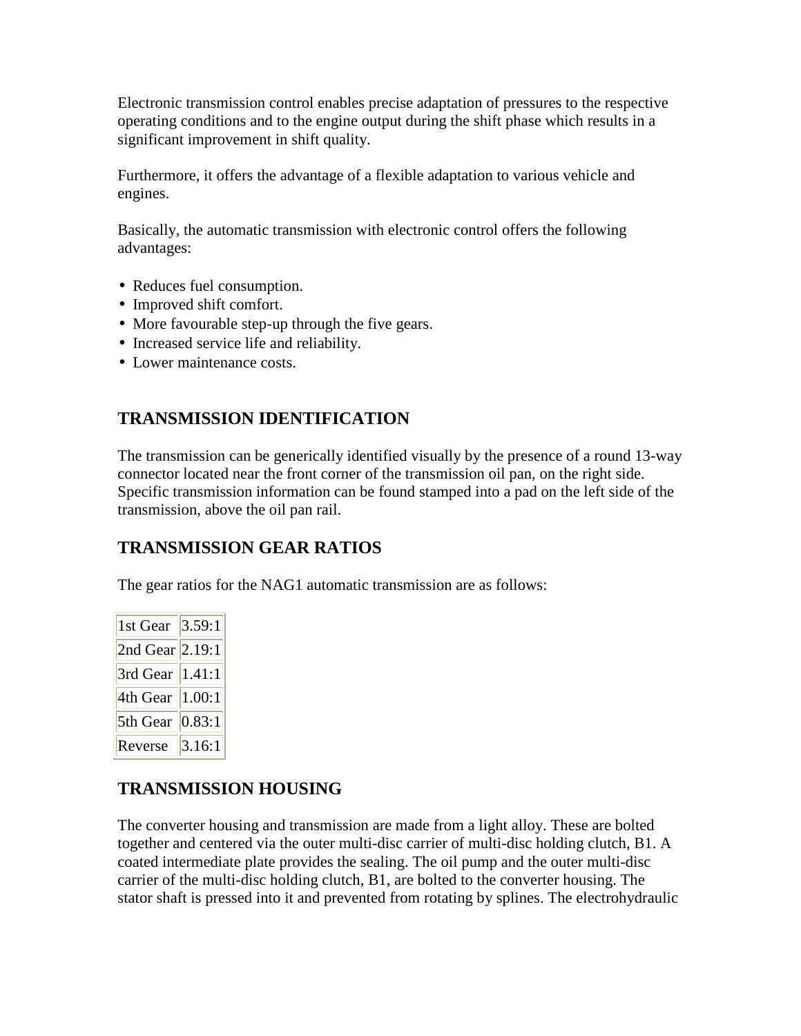Electronic transmission control enables precise adaptation of pressures to the respective operating conditions and to the engine output during the shift phase which results in a significant improvement in shift quality.

Furthermore, it offers the advantage of a flexible adaptation to various vehicle and engines.

Basically, the automatic transmission with electronic control offers the following advantages:

- Reduces fuel consumption.
- Improved shift comfort.
- More favourable step-up through the five gears.
- Increased service life and reliability.
- Lower maintenance costs.

## TRANSMISSION IDENTIFICATION

The transmission can be generically identified visually by the presence of a round 13-way connector located near the front corner of the transmission oil pan, on the right side. Specific transmission information can be found stamped into a pad on the left side of the transmission, above the oil pan rail.

## TRANSMISSION GEAR RATIOS

The gear ratios for the NAG1 automatic transmission are as follows:

| | |
|---|---|
| 1st Gear | 3.59:1 |
| 2nd Gear | 2.19:1 |
| 3rd Gear | 1.41:1 |
| 4th Gear | 1.00:1 |
| 5th Gear | 0.83:1 |
| Reverse | 3.16:1 |

## TRANSMISSION HOUSING

The converter housing and transmission are made from a light alloy. These are bolted together and centered via the outer multi-disc carrier of multi-disc holding clutch, B1. A coated intermediate plate provides the sealing. The oil pump and the outer multi-disc carrier of the multi-disc holding clutch, B1, are bolted to the converter housing. The stator shaft is pressed into it and prevented from rotating by splines. The electrohydraulic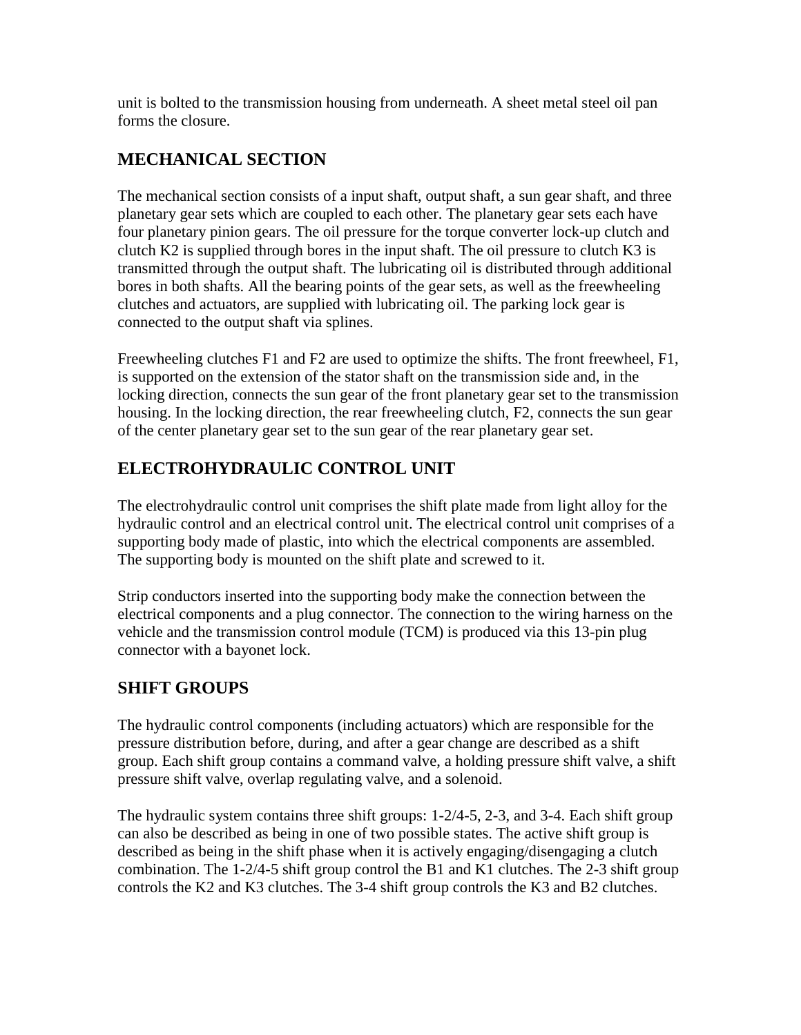unit is bolted to the transmission housing from underneath. A sheet metal steel oil pan forms the closure.

## MECHANICAL SECTION

The mechanical section consists of a input shaft, output shaft, a sun gear shaft, and three planetary gear sets which are coupled to each other. The planetary gear sets each have four planetary pinion gears. The oil pressure for the torque converter lock-up clutch and clutch K2 is supplied through bores in the input shaft. The oil pressure to clutch K3 is transmitted through the output shaft. The lubricating oil is distributed through additional bores in both shafts. All the bearing points of the gear sets, as well as the freewheeling clutches and actuators, are supplied with lubricating oil. The parking lock gear is connected to the output shaft via splines.

Freewheeling clutches F1 and F2 are used to optimize the shifts. The front freewheel, F1, is supported on the extension of the stator shaft on the transmission side and, in the locking direction, connects the sun gear of the front planetary gear set to the transmission housing. In the locking direction, the rear freewheeling clutch, F2, connects the sun gear of the center planetary gear set to the sun gear of the rear planetary gear set.

## ELECTROHYDRAULIC CONTROL UNIT

The electrohydraulic control unit comprises the shift plate made from light alloy for the hydraulic control and an electrical control unit. The electrical control unit comprises of a supporting body made of plastic, into which the electrical components are assembled. The supporting body is mounted on the shift plate and screwed to it.

Strip conductors inserted into the supporting body make the connection between the electrical components and a plug connector. The connection to the wiring harness on the vehicle and the transmission control module (TCM) is produced via this 13-pin plug connector with a bayonet lock.

## SHIFT GROUPS

The hydraulic control components (including actuators) which are responsible for the pressure distribution before, during, and after a gear change are described as a shift group. Each shift group contains a command valve, a holding pressure shift valve, a shift pressure shift valve, overlap regulating valve, and a solenoid.

The hydraulic system contains three shift groups: 1-2/4-5, 2-3, and 3-4. Each shift group can also be described as being in one of two possible states. The active shift group is described as being in the shift phase when it is actively engaging/disengaging a clutch combination. The 1-2/4-5 shift group control the B1 and K1 clutches. The 2-3 shift group controls the K2 and K3 clutches. The 3-4 shift group controls the K3 and B2 clutches.